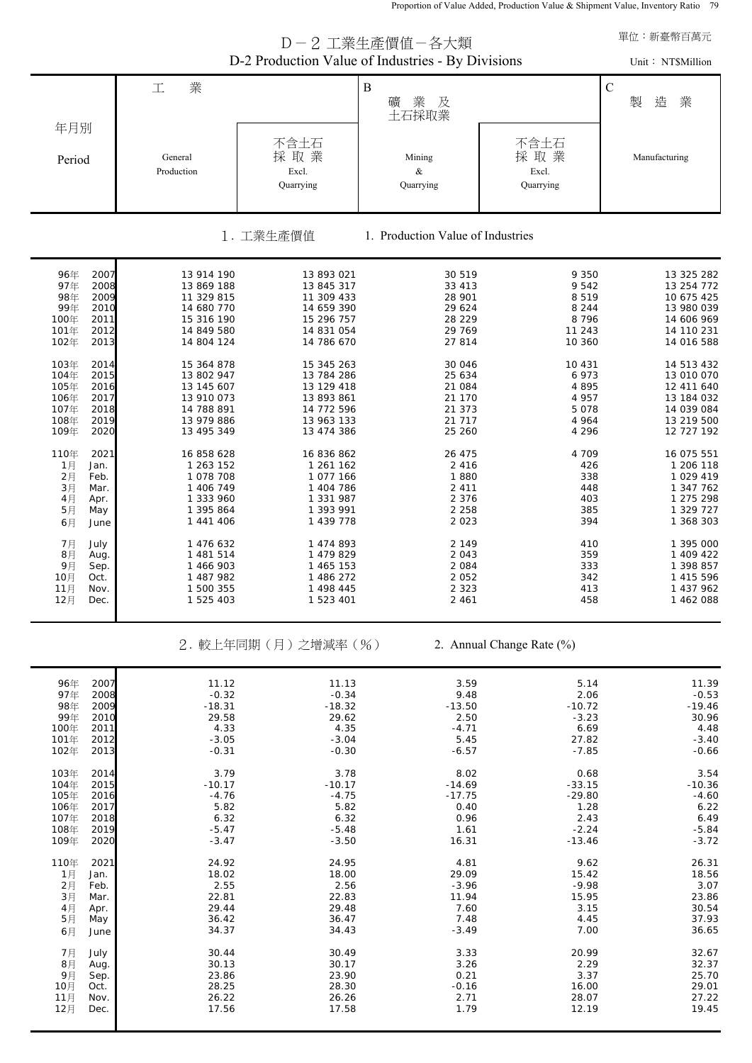單位：新臺幣百萬元

# D－2 工業生產價值－各大類
## D-2 Production Value of Industries - By Divisions

Unit： NT$Million

| 年月別 Period | | 工業 General Production | 不含土石採取業 Excl. Quarrying | B 礦業及土石採取業 Mining & Quarrying | 不含土石採取業 Excl. Quarrying | C 製造業 Manufacturing |
|---|---|---|---|---|---|---|
| **1. 工業生產價值** | **1. Production Value of Industries** | | | | | |
| 96年 | 2007 | 13 914 190 | 13 893 021 | 30 519 | 9 350 | 13 325 282 |
| 97年 | 2008 | 13 869 188 | 13 845 317 | 33 413 | 9 542 | 13 254 772 |
| 98年 | 2009 | 11 329 815 | 11 309 433 | 28 901 | 8 519 | 10 675 425 |
| 99年 | 2010 | 14 680 770 | 14 659 390 | 29 624 | 8 244 | 13 980 039 |
| 100年 | 2011 | 15 316 190 | 15 296 757 | 28 229 | 8 796 | 14 606 969 |
| 101年 | 2012 | 14 849 580 | 14 831 054 | 29 769 | 11 243 | 14 110 231 |
| 102年 | 2013 | 14 804 124 | 14 786 670 | 27 814 | 10 360 | 14 016 588 |
| 103年 | 2014 | 15 364 878 | 15 345 263 | 30 046 | 10 431 | 14 513 432 |
| 104年 | 2015 | 13 802 947 | 13 784 286 | 25 634 | 6 973 | 13 010 070 |
| 105年 | 2016 | 13 145 607 | 13 129 418 | 21 084 | 4 895 | 12 411 640 |
| 106年 | 2017 | 13 910 073 | 13 893 861 | 21 170 | 4 957 | 13 184 032 |
| 107年 | 2018 | 14 788 891 | 14 772 596 | 21 373 | 5 078 | 14 039 084 |
| 108年 | 2019 | 13 979 886 | 13 963 133 | 21 717 | 4 964 | 13 219 500 |
| 109年 | 2020 | 13 495 349 | 13 474 386 | 25 260 | 4 296 | 12 727 192 |
| 110年 | 2021 | 16 858 628 | 16 836 862 | 26 475 | 4 709 | 16 075 551 |
| 1月 | Jan. | 1 263 152 | 1 261 162 | 2 416 | 426 | 1 206 118 |
| 2月 | Feb. | 1 078 708 | 1 077 166 | 1 880 | 338 | 1 029 419 |
| 3月 | Mar. | 1 406 749 | 1 404 786 | 2 411 | 448 | 1 347 762 |
| 4月 | Apr. | 1 333 960 | 1 331 987 | 2 376 | 403 | 1 275 298 |
| 5月 | May | 1 395 864 | 1 393 991 | 2 258 | 385 | 1 329 727 |
| 6月 | June | 1 441 406 | 1 439 778 | 2 023 | 394 | 1 368 303 |
| 7月 | July | 1 476 632 | 1 474 893 | 2 149 | 410 | 1 395 000 |
| 8月 | Aug. | 1 481 514 | 1 479 829 | 2 043 | 359 | 1 409 422 |
| 9月 | Sep. | 1 466 903 | 1 465 153 | 2 084 | 333 | 1 398 857 |
| 10月 | Oct. | 1 487 982 | 1 486 272 | 2 052 | 342 | 1 415 596 |
| 11月 | Nov. | 1 500 355 | 1 498 445 | 2 323 | 413 | 1 437 962 |
| 12月 | Dec. | 1 525 403 | 1 523 401 | 2 461 | 458 | 1 462 088 |
| **2. 較上年同期（月）之增減率（%）** | **2. Annual Change Rate (%)** | | | | | |
| 96年 | 2007 | 11.12 | 11.13 | 3.59 | 5.14 | 11.39 |
| 97年 | 2008 | -0.32 | -0.34 | 9.48 | 2.06 | -0.53 |
| 98年 | 2009 | -18.31 | -18.32 | -13.50 | -10.72 | -19.46 |
| 99年 | 2010 | 29.58 | 29.62 | 2.50 | -3.23 | 30.96 |
| 100年 | 2011 | 4.33 | 4.35 | -4.71 | 6.69 | 4.48 |
| 101年 | 2012 | -3.05 | -3.04 | 5.45 | 27.82 | -3.40 |
| 102年 | 2013 | -0.31 | -0.30 | -6.57 | -7.85 | -0.66 |
| 103年 | 2014 | 3.79 | 3.78 | 8.02 | 0.68 | 3.54 |
| 104年 | 2015 | -10.17 | -10.17 | -14.69 | -33.15 | -10.36 |
| 105年 | 2016 | -4.76 | -4.75 | -17.75 | -29.80 | -4.60 |
| 106年 | 2017 | 5.82 | 5.82 | 0.40 | 1.28 | 6.22 |
| 107年 | 2018 | 6.32 | 6.32 | 0.96 | 2.43 | 6.49 |
| 108年 | 2019 | -5.47 | -5.48 | 1.61 | -2.24 | -5.84 |
| 109年 | 2020 | -3.47 | -3.50 | 16.31 | -13.46 | -3.72 |
| 110年 | 2021 | 24.92 | 24.95 | 4.81 | 9.62 | 26.31 |
| 1月 | Jan. | 18.02 | 18.00 | 29.09 | 15.42 | 18.56 |
| 2月 | Feb. | 2.55 | 2.56 | -3.96 | -9.98 | 3.07 |
| 3月 | Mar. | 22.81 | 22.83 | 11.94 | 15.95 | 23.86 |
| 4月 | Apr. | 29.44 | 29.48 | 7.60 | 3.15 | 30.54 |
| 5月 | May | 36.42 | 36.47 | 7.48 | 4.45 | 37.93 |
| 6月 | June | 34.37 | 34.43 | -3.49 | 7.00 | 36.65 |
| 7月 | July | 30.44 | 30.49 | 3.33 | 20.99 | 32.67 |
| 8月 | Aug. | 30.13 | 30.17 | 3.26 | 2.29 | 32.37 |
| 9月 | Sep. | 23.86 | 23.90 | 0.21 | 3.37 | 25.70 |
| 10月 | Oct. | 28.25 | 28.30 | -0.16 | 16.00 | 29.01 |
| 11月 | Nov. | 26.22 | 26.26 | 2.71 | 28.07 | 27.22 |
| 12月 | Dec. | 17.56 | 17.58 | 1.79 | 12.19 | 19.45 |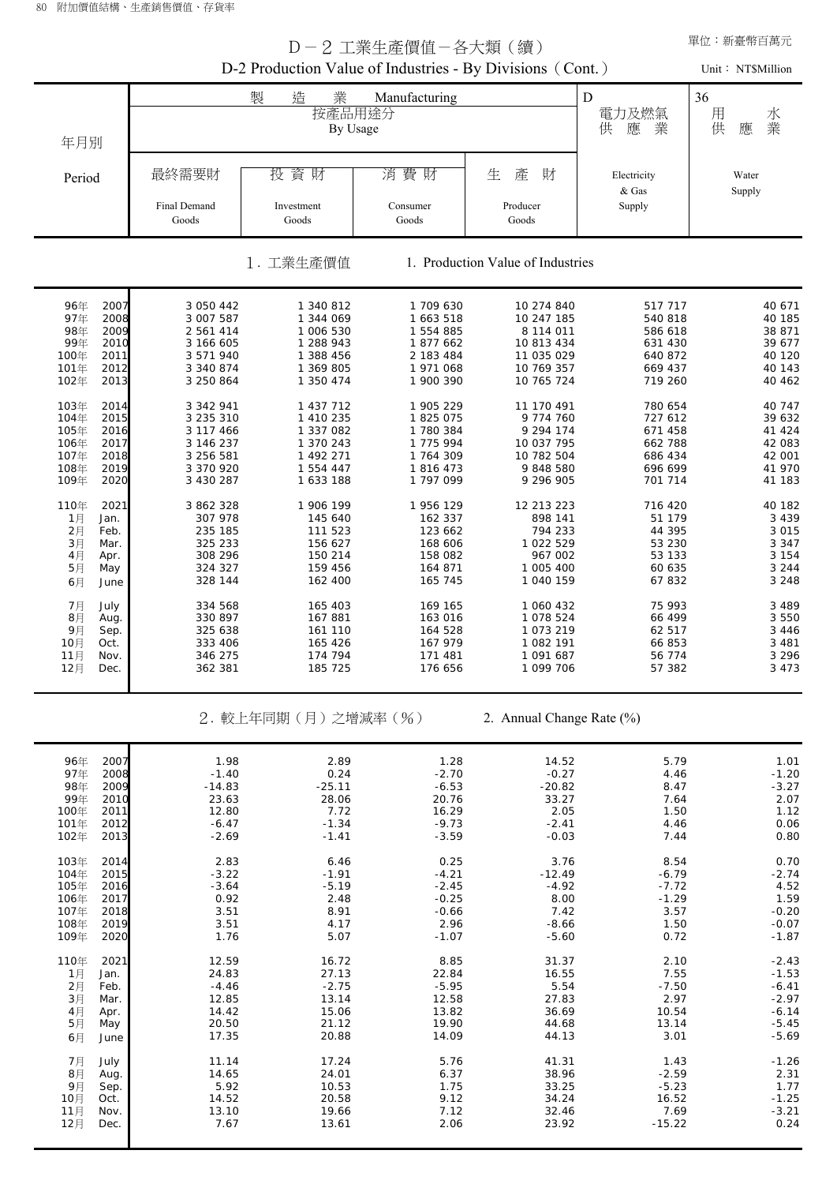# D－2 工業生產價值－各大類（續）

## D-2 Production Value of Industries - By Divisions（Cont.）

單位：新臺幣百萬元　Unit：NT$Million

| 年月別 Period | 製造業 Manufacturing 按產品用途分 By Usage | | | | D 電力及燃氣供應業 Electricity & Gas Supply | 36 用水供應業 Water Supply |
|---|---|---|---|---|---|---|
| | 最終需要財 Final Demand Goods | 投資財 Investment Goods | 消費財 Consumer Goods | 生產財 Producer Goods | | |
| **1. 工業生產價值 1. Production Value of Industries** | | | | | | |
| 96年 2007 | 3 050 442 | 1 340 812 | 1 709 630 | 10 274 840 | 517 717 | 40 671 |
| 97年 2008 | 3 007 587 | 1 344 069 | 1 663 518 | 10 247 185 | 540 818 | 40 185 |
| 98年 2009 | 2 561 414 | 1 006 530 | 1 554 885 | 8 114 011 | 586 618 | 38 871 |
| 99年 2010 | 3 166 605 | 1 288 943 | 1 877 662 | 10 813 434 | 631 430 | 39 677 |
| 100年 2011 | 3 571 940 | 1 388 456 | 2 183 484 | 11 035 029 | 640 872 | 40 120 |
| 101年 2012 | 3 340 874 | 1 369 805 | 1 971 068 | 10 769 357 | 669 437 | 40 143 |
| 102年 2013 | 3 250 864 | 1 350 474 | 1 900 390 | 10 765 724 | 719 260 | 40 462 |
| 103年 2014 | 3 342 941 | 1 437 712 | 1 905 229 | 11 170 491 | 780 654 | 40 747 |
| 104年 2015 | 3 235 310 | 1 410 235 | 1 825 075 | 9 774 760 | 727 612 | 39 632 |
| 105年 2016 | 3 117 466 | 1 337 082 | 1 780 384 | 9 294 174 | 671 458 | 41 424 |
| 106年 2017 | 3 146 237 | 1 370 243 | 1 775 994 | 10 037 795 | 662 788 | 42 083 |
| 107年 2018 | 3 256 581 | 1 492 271 | 1 764 309 | 10 782 504 | 686 434 | 42 001 |
| 108年 2019 | 3 370 920 | 1 554 447 | 1 816 473 | 9 848 580 | 696 699 | 41 970 |
| 109年 2020 | 3 430 287 | 1 633 188 | 1 797 099 | 9 296 905 | 701 714 | 41 183 |
| 110年 2021 | 3 862 328 | 1 906 199 | 1 956 129 | 12 213 223 | 716 420 | 40 182 |
| 1月 Jan. | 307 978 | 145 640 | 162 337 | 898 141 | 51 179 | 3 439 |
| 2月 Feb. | 235 185 | 111 523 | 123 662 | 794 233 | 44 395 | 3 015 |
| 3月 Mar. | 325 233 | 156 627 | 168 606 | 1 022 529 | 53 230 | 3 347 |
| 4月 Apr. | 308 296 | 150 214 | 158 082 | 967 002 | 53 133 | 3 154 |
| 5月 May | 324 327 | 159 456 | 164 871 | 1 005 400 | 60 635 | 3 244 |
| 6月 June | 328 144 | 162 400 | 165 745 | 1 040 159 | 67 832 | 3 248 |
| 7月 July | 334 568 | 165 403 | 169 165 | 1 060 432 | 75 993 | 3 489 |
| 8月 Aug. | 330 897 | 167 881 | 163 016 | 1 078 524 | 66 499 | 3 550 |
| 9月 Sep. | 325 638 | 161 110 | 164 528 | 1 073 219 | 62 517 | 3 446 |
| 10月 Oct. | 333 406 | 165 426 | 167 979 | 1 082 191 | 66 853 | 3 481 |
| 11月 Nov. | 346 275 | 174 794 | 171 481 | 1 091 687 | 56 774 | 3 296 |
| 12月 Dec. | 362 381 | 185 725 | 176 656 | 1 099 706 | 57 382 | 3 473 |
| **2. 較上年同期（月）之增減率（%） 2. Annual Change Rate (%)** | | | | | | |
| 96年 2007 | 1.98 | 2.89 | 1.28 | 14.52 | 5.79 | 1.01 |
| 97年 2008 | -1.40 | 0.24 | -2.70 | -0.27 | 4.46 | -1.20 |
| 98年 2009 | -14.83 | -25.11 | -6.53 | -20.82 | 8.47 | -3.27 |
| 99年 2010 | 23.63 | 28.06 | 20.76 | 33.27 | 7.64 | 2.07 |
| 100年 2011 | 12.80 | 7.72 | 16.29 | 2.05 | 1.50 | 1.12 |
| 101年 2012 | -6.47 | -1.34 | -9.73 | -2.41 | 4.46 | 0.06 |
| 102年 2013 | -2.69 | -1.41 | -3.59 | -0.03 | 7.44 | 0.80 |
| 103年 2014 | 2.83 | 6.46 | 0.25 | 3.76 | 8.54 | 0.70 |
| 104年 2015 | -3.22 | -1.91 | -4.21 | -12.49 | -6.79 | -2.74 |
| 105年 2016 | -3.64 | -5.19 | -2.45 | -4.92 | -7.72 | 4.52 |
| 106年 2017 | 0.92 | 2.48 | -0.25 | 8.00 | -1.29 | 1.59 |
| 107年 2018 | 3.51 | 8.91 | -0.66 | 7.42 | 3.57 | -0.20 |
| 108年 2019 | 3.51 | 4.17 | 2.96 | -8.66 | 1.50 | -0.07 |
| 109年 2020 | 1.76 | 5.07 | -1.07 | -5.60 | 0.72 | -1.87 |
| 110年 2021 | 12.59 | 16.72 | 8.85 | 31.37 | 2.10 | -2.43 |
| 1月 Jan. | 24.83 | 27.13 | 22.84 | 16.55 | 7.55 | -1.53 |
| 2月 Feb. | -4.46 | -2.75 | -5.95 | 5.54 | -7.50 | -6.41 |
| 3月 Mar. | 12.85 | 13.14 | 12.58 | 27.83 | 2.97 | -2.97 |
| 4月 Apr. | 14.42 | 15.06 | 13.82 | 36.69 | 10.54 | -6.14 |
| 5月 May | 20.50 | 21.12 | 19.90 | 44.68 | 13.14 | -5.45 |
| 6月 June | 17.35 | 20.88 | 14.09 | 44.13 | 3.01 | -5.69 |
| 7月 July | 11.14 | 17.24 | 5.76 | 41.31 | 1.43 | -1.26 |
| 8月 Aug. | 14.65 | 24.01 | 6.37 | 38.96 | -2.59 | 2.31 |
| 9月 Sep. | 5.92 | 10.53 | 1.75 | 33.25 | -5.23 | 1.77 |
| 10月 Oct. | 14.52 | 20.58 | 9.12 | 34.24 | 16.52 | -1.25 |
| 11月 Nov. | 13.10 | 19.66 | 7.12 | 32.46 | 7.69 | -3.21 |
| 12月 Dec. | 7.67 | 13.61 | 2.06 | 23.92 | -15.22 | 0.24 |